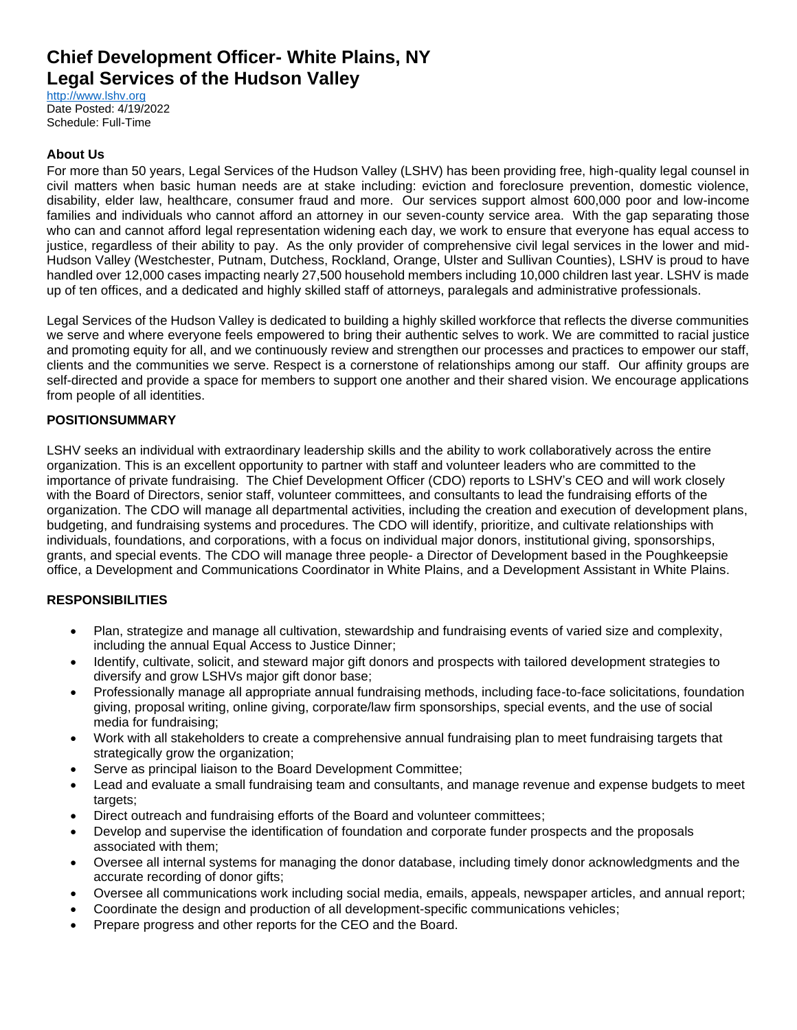# Chief Development Officer- White Plains, NY
# Legal Services of the Hudson Valley

http://www.lshv.org
Date Posted: 4/19/2022
Schedule: Full-Time

### About Us

For more than 50 years, Legal Services of the Hudson Valley (LSHV) has been providing free, high-quality legal counsel in civil matters when basic human needs are at stake including: eviction and foreclosure prevention, domestic violence, disability, elder law, healthcare, consumer fraud and more. Our services support almost 600,000 poor and low-income families and individuals who cannot afford an attorney in our seven-county service area. With the gap separating those who can and cannot afford legal representation widening each day, we work to ensure that everyone has equal access to justice, regardless of their ability to pay. As the only provider of comprehensive civil legal services in the lower and mid-Hudson Valley (Westchester, Putnam, Dutchess, Rockland, Orange, Ulster and Sullivan Counties), LSHV is proud to have handled over 12,000 cases impacting nearly 27,500 household members including 10,000 children last year. LSHV is made up of ten offices, and a dedicated and highly skilled staff of attorneys, paralegals and administrative professionals.

Legal Services of the Hudson Valley is dedicated to building a highly skilled workforce that reflects the diverse communities we serve and where everyone feels empowered to bring their authentic selves to work. We are committed to racial justice and promoting equity for all, and we continuously review and strengthen our processes and practices to empower our staff, clients and the communities we serve. Respect is a cornerstone of relationships among our staff. Our affinity groups are self-directed and provide a space for members to support one another and their shared vision. We encourage applications from people of all identities.

### POSITIONSUMMARY

LSHV seeks an individual with extraordinary leadership skills and the ability to work collaboratively across the entire organization. This is an excellent opportunity to partner with staff and volunteer leaders who are committed to the importance of private fundraising. The Chief Development Officer (CDO) reports to LSHV's CEO and will work closely with the Board of Directors, senior staff, volunteer committees, and consultants to lead the fundraising efforts of the organization. The CDO will manage all departmental activities, including the creation and execution of development plans, budgeting, and fundraising systems and procedures. The CDO will identify, prioritize, and cultivate relationships with individuals, foundations, and corporations, with a focus on individual major donors, institutional giving, sponsorships, grants, and special events. The CDO will manage three people- a Director of Development based in the Poughkeepsie office, a Development and Communications Coordinator in White Plains, and a Development Assistant in White Plains.

### RESPONSIBILITIES

- Plan, strategize and manage all cultivation, stewardship and fundraising events of varied size and complexity, including the annual Equal Access to Justice Dinner;
- Identify, cultivate, solicit, and steward major gift donors and prospects with tailored development strategies to diversify and grow LSHVs major gift donor base;
- Professionally manage all appropriate annual fundraising methods, including face-to-face solicitations, foundation giving, proposal writing, online giving, corporate/law firm sponsorships, special events, and the use of social media for fundraising;
- Work with all stakeholders to create a comprehensive annual fundraising plan to meet fundraising targets that strategically grow the organization;
- Serve as principal liaison to the Board Development Committee;
- Lead and evaluate a small fundraising team and consultants, and manage revenue and expense budgets to meet targets;
- Direct outreach and fundraising efforts of the Board and volunteer committees;
- Develop and supervise the identification of foundation and corporate funder prospects and the proposals associated with them;
- Oversee all internal systems for managing the donor database, including timely donor acknowledgments and the accurate recording of donor gifts;
- Oversee all communications work including social media, emails, appeals, newspaper articles, and annual report;
- Coordinate the design and production of all development-specific communications vehicles;
- Prepare progress and other reports for the CEO and the Board.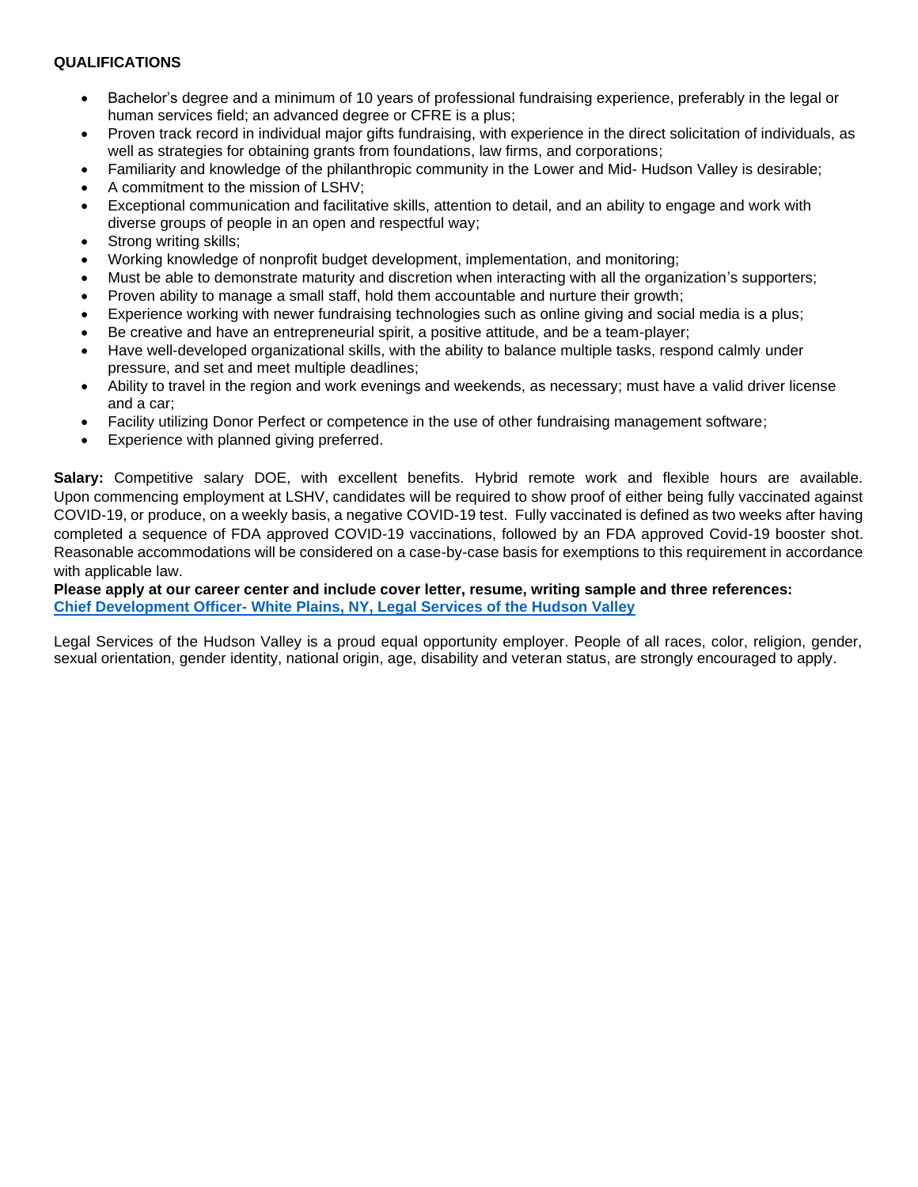**QUALIFICATIONS**

- Bachelor's degree and a minimum of 10 years of professional fundraising experience, preferably in the legal or human services field; an advanced degree or CFRE is a plus;
- Proven track record in individual major gifts fundraising, with experience in the direct solicitation of individuals, as well as strategies for obtaining grants from foundations, law firms, and corporations;
- Familiarity and knowledge of the philanthropic community in the Lower and Mid- Hudson Valley is desirable;
- A commitment to the mission of LSHV;
- Exceptional communication and facilitative skills, attention to detail, and an ability to engage and work with diverse groups of people in an open and respectful way;
- Strong writing skills;
- Working knowledge of nonprofit budget development, implementation, and monitoring;
- Must be able to demonstrate maturity and discretion when interacting with all the organization's supporters;
- Proven ability to manage a small staff, hold them accountable and nurture their growth;
- Experience working with newer fundraising technologies such as online giving and social media is a plus;
- Be creative and have an entrepreneurial spirit, a positive attitude, and be a team-player;
- Have well-developed organizational skills, with the ability to balance multiple tasks, respond calmly under pressure, and set and meet multiple deadlines;
- Ability to travel in the region and work evenings and weekends, as necessary; must have a valid driver license and a car;
- Facility utilizing Donor Perfect or competence in the use of other fundraising management software;
- Experience with planned giving preferred.

**Salary:** Competitive salary DOE, with excellent benefits. Hybrid remote work and flexible hours are available. Upon commencing employment at LSHV, candidates will be required to show proof of either being fully vaccinated against COVID-19, or produce, on a weekly basis, a negative COVID-19 test. Fully vaccinated is defined as two weeks after having completed a sequence of FDA approved COVID-19 vaccinations, followed by an FDA approved Covid-19 booster shot. Reasonable accommodations will be considered on a case-by-case basis for exemptions to this requirement in accordance with applicable law.

**Please apply at our career center and include cover letter, resume, writing sample and three references:**
**Chief Development Officer- White Plains, NY, Legal Services of the Hudson Valley**

Legal Services of the Hudson Valley is a proud equal opportunity employer. People of all races, color, religion, gender, sexual orientation, gender identity, national origin, age, disability and veteran status, are strongly encouraged to apply.